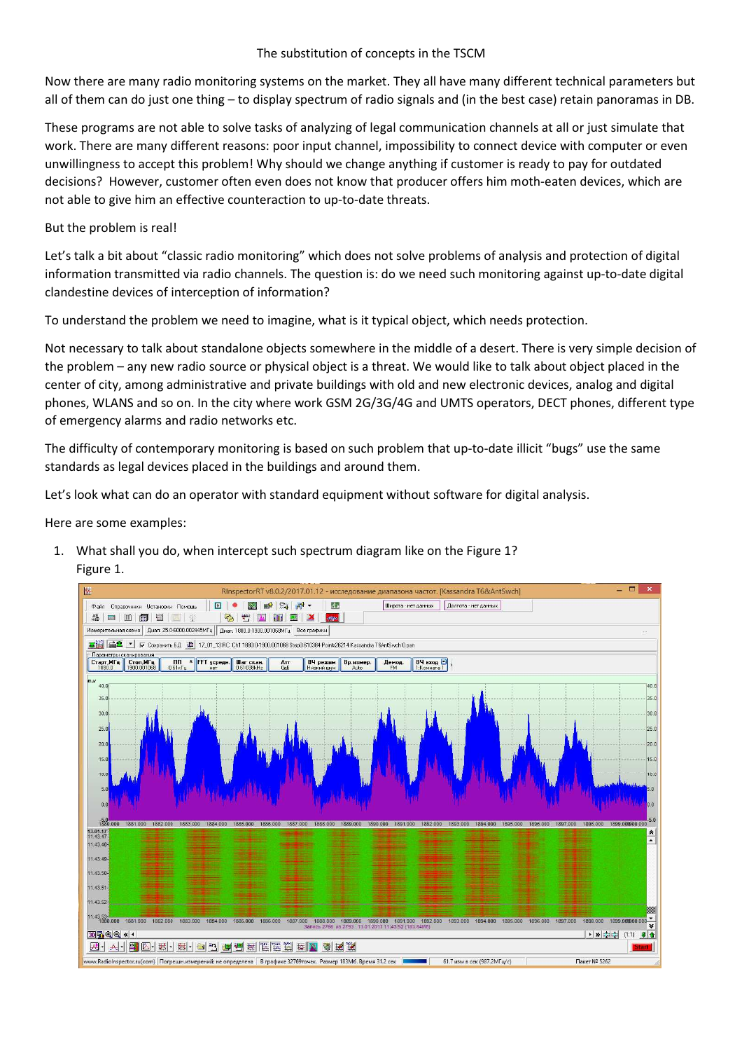# The substitution of concepts in the TSCM

Now there are many radio monitoring systems on the market. They all have many different technical parameters but all of them can do just one thing – to display spectrum of radio signals and (in the best case) retain panoramas in DB.

These programs are not able to solve tasks of analyzing of legal communication channels at all or just simulate that work. There are many different reasons: poor input channel, impossibility to connect device with computer or even unwillingness to accept this problem! Why should we change anything if customer is ready to pay for outdated decisions? However, customer often even does not know that producer offers him moth-eaten devices, which are not able to give him an effective counteraction to up-to-date threats.

But the problem is real!

Let's talk a bit about "classic radio monitoring" which does not solve problems of analysis and protection of digital information transmitted via radio channels. The question is: do we need such monitoring against up-to-date digital clandestine devices of interception of information?

To understand the problem we need to imagine, what is it typical object, which needs protection.

Not necessary to talk about standalone objects somewhere in the middle of a desert. There is very simple decision of the problem – any new radio source or physical object is a threat. We would like to talk about object placed in the center of city, among administrative and private buildings with old and new electronic devices, analog and digital phones, WLANS and so on. In the city where work GSM 2G/3G/4G and UMTS operators, DECT phones, different type of emergency alarms and radio networks etc.

The difficulty of contemporary monitoring is based on such problem that up-to-date illicit "bugs" use the same standards as legal devices placed in the buildings and around them.

Let's look what can do an operator with standard equipment without software for digital analysis.

Here are some examples:

1. What shall you do, when intercept such spectrum diagram like on the Figure 1?
   Figure 1.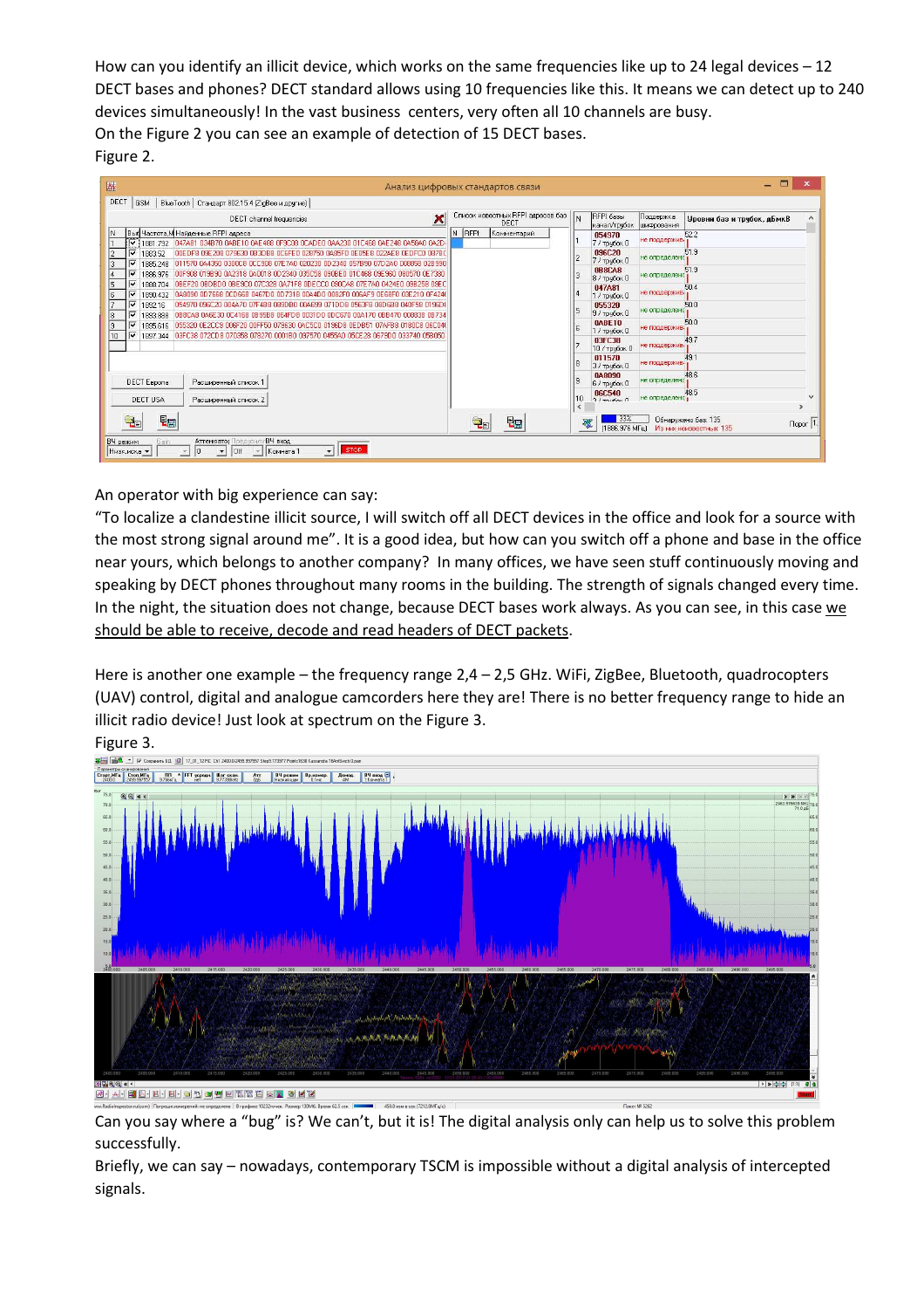How can you identify an illicit device, which works on the same frequencies like up to 24 legal devices – 12 DECT bases and phones? DECT standard allows using 10 frequencies like this. It means we can detect up to 240 devices simultaneously! In the vast business centers, very often all 10 channels are busy.
On the Figure 2 you can see an example of detection of 15 DECT bases.
Figure 2.

An operator with big experience can say:
"To localize a clandestine illicit source, I will switch off all DECT devices in the office and look for a source with the most strong signal around me". It is a good idea, but how can you switch off a phone and base in the office near yours, which belongs to another company? In many offices, we have seen stuff continuously moving and speaking by DECT phones throughout many rooms in the building. The strength of signals changed every time. In the night, the situation does not change, because DECT bases work always. As you can see, in this case <u>we should be able to receive, decode and read headers of DECT packets</u>.

Here is another one example – the frequency range 2,4 – 2,5 GHz. WiFi, ZigBee, Bluetooth, quadrocopters (UAV) control, digital and analogue camcorders here they are! There is no better frequency range to hide an illicit radio device! Just look at spectrum on the Figure 3.
Figure 3.

Can you say where a "bug" is? We can't, but it is! The digital analysis only can help us to solve this problem successfully.
Briefly, we can say – nowadays, contemporary TSCM is impossible without a digital analysis of intercepted signals.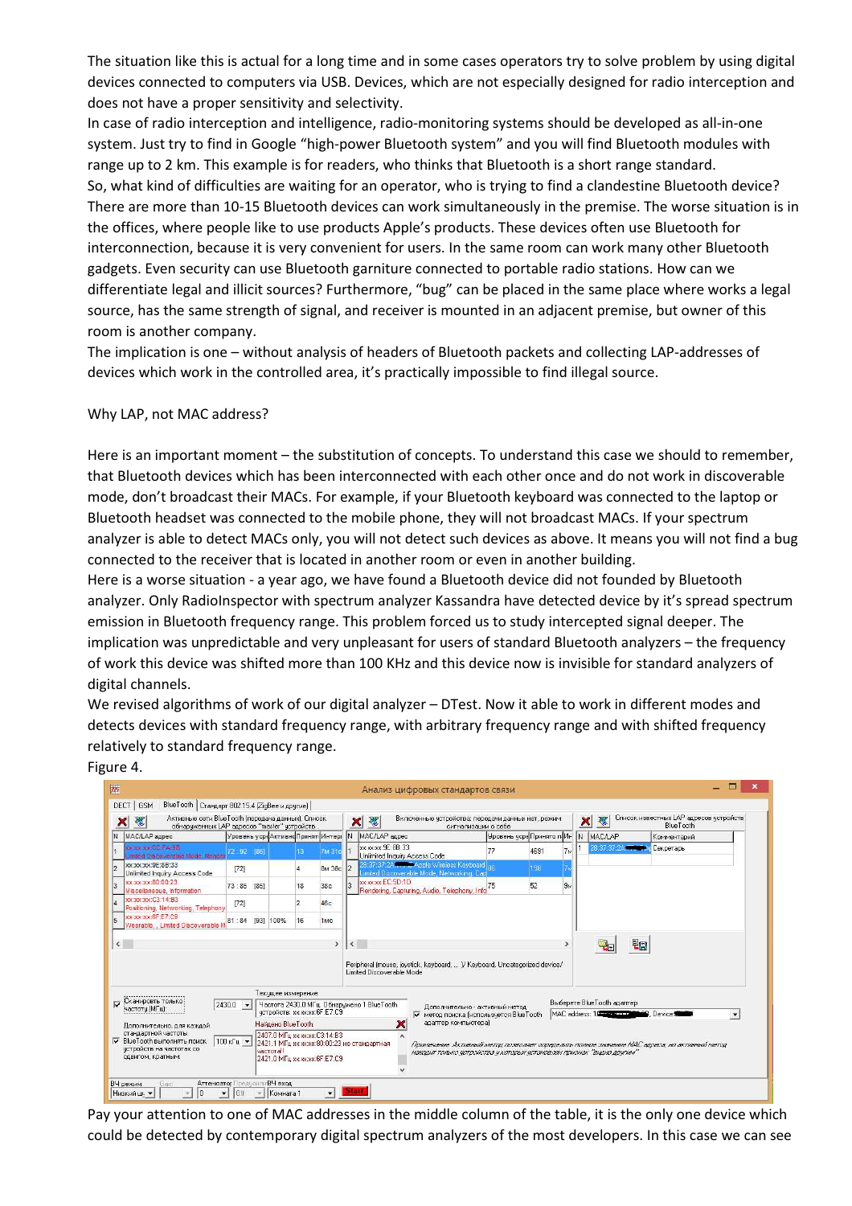The situation like this is actual for a long time and in some cases operators try to solve problem by using digital devices connected to computers via USB. Devices, which are not especially designed for radio interception and does not have a proper sensitivity and selectivity.
In case of radio interception and intelligence, radio-monitoring systems should be developed as all-in-one system. Just try to find in Google “high-power Bluetooth system” and you will find Bluetooth modules with range up to 2 km. This example is for readers, who thinks that Bluetooth is a short range standard.
So, what kind of difficulties are waiting for an operator, who is trying to find a clandestine Bluetooth device? There are more than 10-15 Bluetooth devices can work simultaneously in the premise. The worse situation is in the offices, where people like to use products Apple’s products. These devices often use Bluetooth for interconnection, because it is very convenient for users. In the same room can work many other Bluetooth gadgets. Even security can use Bluetooth garniture connected to portable radio stations. How can we differentiate legal and illicit sources? Furthermore, “bug” can be placed in the same place where works a legal source, has the same strength of signal, and receiver is mounted in an adjacent premise, but owner of this room is another company.
The implication is one – without analysis of headers of Bluetooth packets and collecting LAP-addresses of devices which work in the controlled area, it’s practically impossible to find illegal source.

Why LAP, not MAC address?

Here is an important moment – the substitution of concepts. To understand this case we should to remember, that Bluetooth devices which has been interconnected with each other once and do not work in discoverable mode, don’t broadcast their MACs. For example, if your Bluetooth keyboard was connected to the laptop or Bluetooth headset was connected to the mobile phone, they will not broadcast MACs. If your spectrum analyzer is able to detect MACs only, you will not detect such devices as above. It means you will not find a bug connected to the receiver that is located in another room or even in another building.
Here is a worse situation - a year ago, we have found a Bluetooth device did not founded by Bluetooth analyzer. Only RadioInspector with spectrum analyzer Kassandra have detected device by it’s spread spectrum emission in Bluetooth frequency range. This problem forced us to study intercepted signal deeper. The implication was unpredictable and very unpleasant for users of standard Bluetooth analyzers – the frequency of work this device was shifted more than 100 KHz and this device now is invisible for standard analyzers of digital channels.
We revised algorithms of work of our digital analyzer – DTest. Now it able to work in different modes and detects devices with standard frequency range, with arbitrary frequency range and with shifted frequency relatively to standard frequency range.
Figure 4.

Pay your attention to one of MAC addresses in the middle column of the table, it is the only one device which could be detected by contemporary digital spectrum analyzers of the most developers. In this case we can see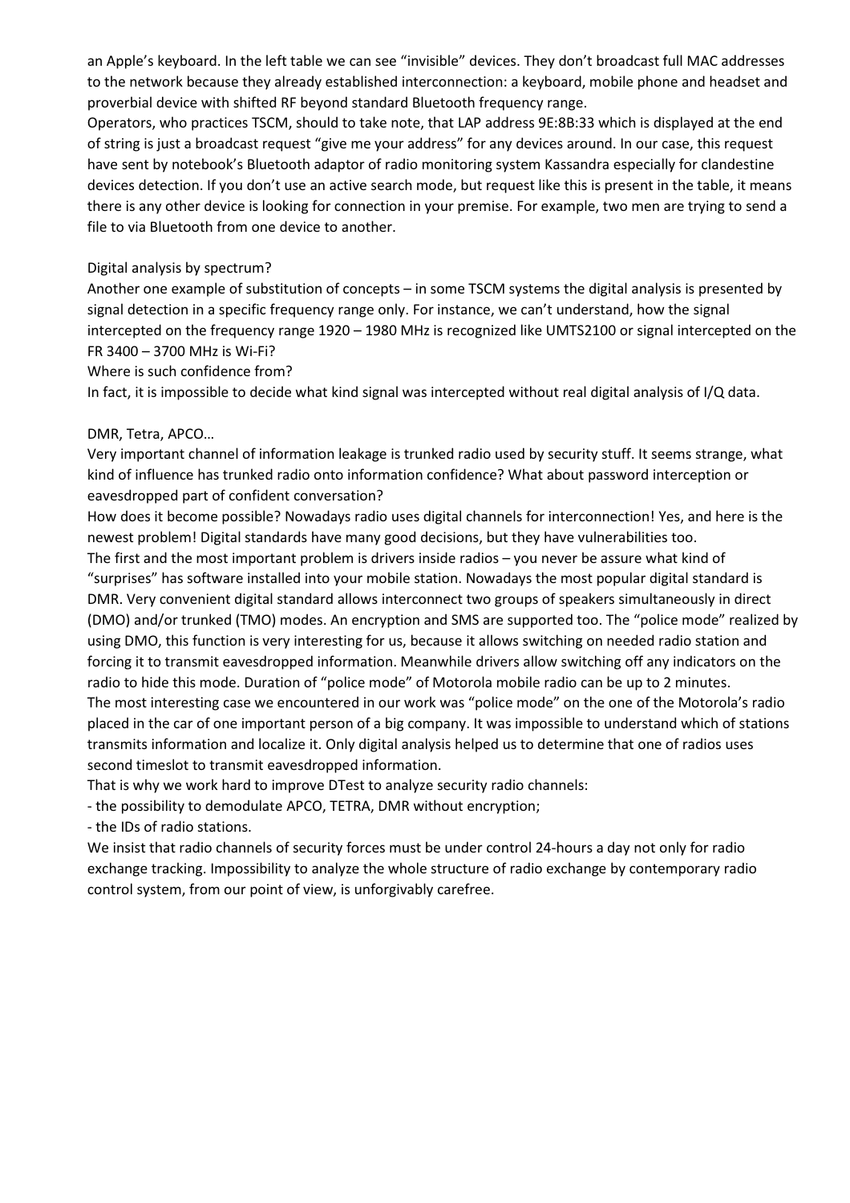an Apple's keyboard. In the left table we can see "invisible" devices. They don't broadcast full MAC addresses to the network because they already established interconnection: a keyboard, mobile phone and headset and proverbial device with shifted RF beyond standard Bluetooth frequency range.

Operators, who practices TSCM, should to take note, that LAP address 9E:8B:33 which is displayed at the end of string is just a broadcast request "give me your address" for any devices around. In our case, this request have sent by notebook's Bluetooth adaptor of radio monitoring system Kassandra especially for clandestine devices detection. If you don't use an active search mode, but request like this is present in the table, it means there is any other device is looking for connection in your premise. For example, two men are trying to send a file to via Bluetooth from one device to another.

## Digital analysis by spectrum?

Another one example of substitution of concepts – in some TSCM systems the digital analysis is presented by signal detection in a specific frequency range only. For instance, we can't understand, how the signal intercepted on the frequency range 1920 – 1980 MHz is recognized like UMTS2100 or signal intercepted on the FR 3400 – 3700 MHz is Wi-Fi?

Where is such confidence from?

In fact, it is impossible to decide what kind signal was intercepted without real digital analysis of I/Q data.

## DMR, Tetra, APCO…

Very important channel of information leakage is trunked radio used by security stuff. It seems strange, what kind of influence has trunked radio onto information confidence? What about password interception or eavesdropped part of confident conversation?

How does it become possible? Nowadays radio uses digital channels for interconnection! Yes, and here is the newest problem! Digital standards have many good decisions, but they have vulnerabilities too.

The first and the most important problem is drivers inside radios – you never be assure what kind of "surprises" has software installed into your mobile station. Nowadays the most popular digital standard is DMR. Very convenient digital standard allows interconnect two groups of speakers simultaneously in direct (DMO) and/or trunked (TMO) modes. An encryption and SMS are supported too. The "police mode" realized by using DMO, this function is very interesting for us, because it allows switching on needed radio station and forcing it to transmit eavesdropped information. Meanwhile drivers allow switching off any indicators on the radio to hide this mode. Duration of "police mode" of Motorola mobile radio can be up to 2 minutes.

The most interesting case we encountered in our work was "police mode" on the one of the Motorola's radio placed in the car of one important person of a big company. It was impossible to understand which of stations transmits information and localize it. Only digital analysis helped us to determine that one of radios uses second timeslot to transmit eavesdropped information.

That is why we work hard to improve DTest to analyze security radio channels:

- the possibility to demodulate APCO, TETRA, DMR without encryption;
- the IDs of radio stations.

We insist that radio channels of security forces must be under control 24-hours a day not only for radio exchange tracking. Impossibility to analyze the whole structure of radio exchange by contemporary radio control system, from our point of view, is unforgivably carefree.